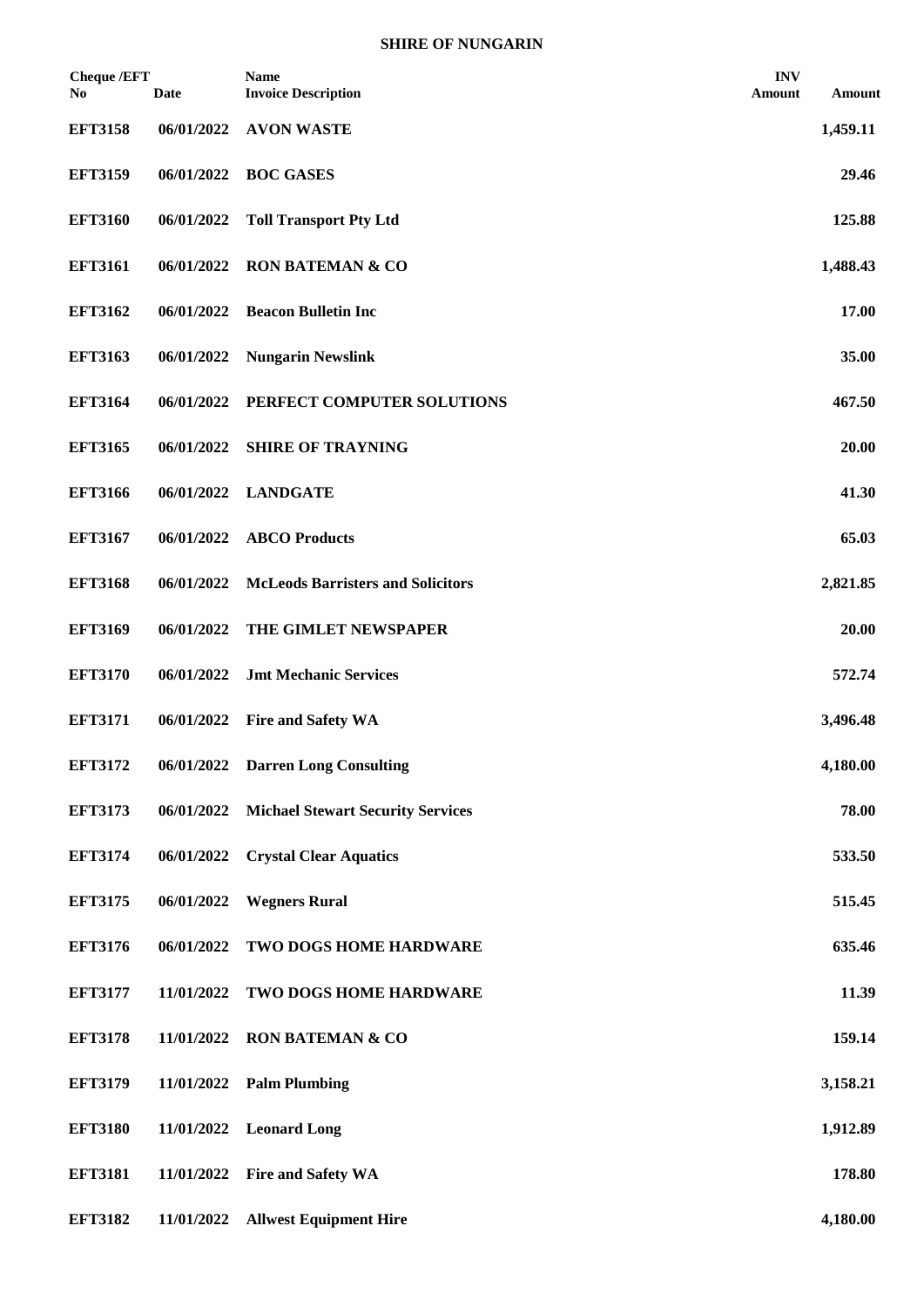# SHIRE OF NUNGARIN

| Cheque /EFT No | Date | Name<br>Invoice Description | INV Amount | Amount |
|---|---|---|---|---|
| **EFT3158** | **06/01/2022** | **AVON WASTE** | | **1,459.11** |
| **EFT3159** | **06/01/2022** | **BOC GASES** | | **29.46** |
| **EFT3160** | **06/01/2022** | **Toll Transport Pty Ltd** | | **125.88** |
| **EFT3161** | **06/01/2022** | **RON BATEMAN & CO** | | **1,488.43** |
| **EFT3162** | **06/01/2022** | **Beacon Bulletin Inc** | | **17.00** |
| **EFT3163** | **06/01/2022** | **Nungarin Newslink** | | **35.00** |
| **EFT3164** | **06/01/2022** | **PERFECT COMPUTER SOLUTIONS** | | **467.50** |
| **EFT3165** | **06/01/2022** | **SHIRE OF TRAYNING** | | **20.00** |
| **EFT3166** | **06/01/2022** | **LANDGATE** | | **41.30** |
| **EFT3167** | **06/01/2022** | **ABCO Products** | | **65.03** |
| **EFT3168** | **06/01/2022** | **McLeods Barristers and Solicitors** | | **2,821.85** |
| **EFT3169** | **06/01/2022** | **THE GIMLET NEWSPAPER** | | **20.00** |
| **EFT3170** | **06/01/2022** | **Jmt Mechanic Services** | | **572.74** |
| **EFT3171** | **06/01/2022** | **Fire and Safety WA** | | **3,496.48** |
| **EFT3172** | **06/01/2022** | **Darren Long Consulting** | | **4,180.00** |
| **EFT3173** | **06/01/2022** | **Michael Stewart Security Services** | | **78.00** |
| **EFT3174** | **06/01/2022** | **Crystal Clear Aquatics** | | **533.50** |
| **EFT3175** | **06/01/2022** | **Wegners Rural** | | **515.45** |
| **EFT3176** | **06/01/2022** | **TWO DOGS HOME HARDWARE** | | **635.46** |
| **EFT3177** | **11/01/2022** | **TWO DOGS HOME HARDWARE** | | **11.39** |
| **EFT3178** | **11/01/2022** | **RON BATEMAN & CO** | | **159.14** |
| **EFT3179** | **11/01/2022** | **Palm Plumbing** | | **3,158.21** |
| **EFT3180** | **11/01/2022** | **Leonard Long** | | **1,912.89** |
| **EFT3181** | **11/01/2022** | **Fire and Safety WA** | | **178.80** |
| **EFT3182** | **11/01/2022** | **Allwest Equipment Hire** | | **4,180.00** |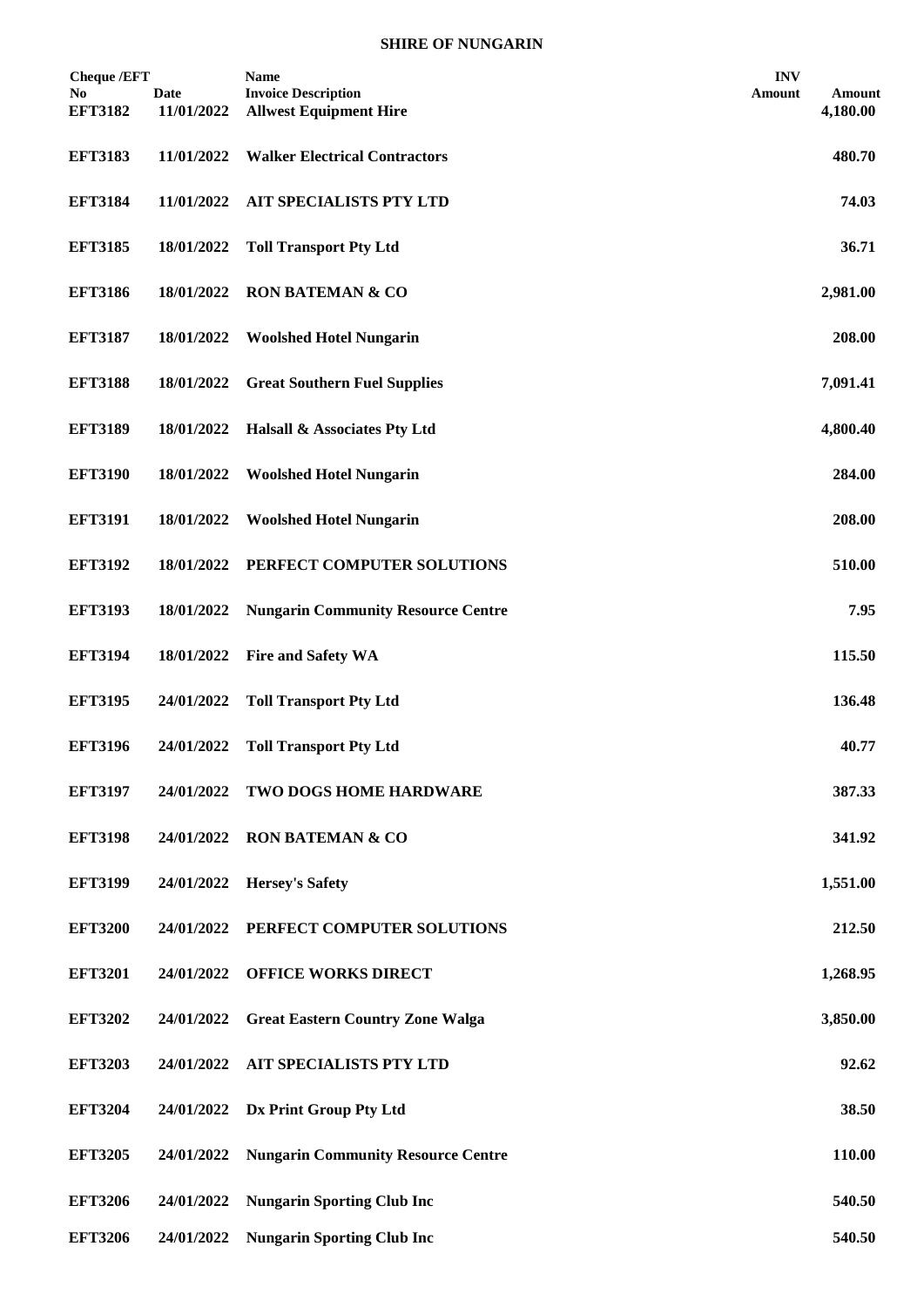**SHIRE OF NUNGARIN**

| Cheque /EFT No | Date | Name Invoice Description | INV Amount | Amount |
|---|---|---|---|---|
| EFT3182 | 11/01/2022 | Allwest Equipment Hire | | 4,180.00 |
| EFT3183 | 11/01/2022 | Walker Electrical Contractors | | 480.70 |
| EFT3184 | 11/01/2022 | AIT SPECIALISTS PTY LTD | | 74.03 |
| EFT3185 | 18/01/2022 | Toll Transport Pty Ltd | | 36.71 |
| EFT3186 | 18/01/2022 | RON BATEMAN & CO | | 2,981.00 |
| EFT3187 | 18/01/2022 | Woolshed Hotel Nungarin | | 208.00 |
| EFT3188 | 18/01/2022 | Great Southern Fuel Supplies | | 7,091.41 |
| EFT3189 | 18/01/2022 | Halsall & Associates Pty Ltd | | 4,800.40 |
| EFT3190 | 18/01/2022 | Woolshed Hotel Nungarin | | 284.00 |
| EFT3191 | 18/01/2022 | Woolshed Hotel Nungarin | | 208.00 |
| EFT3192 | 18/01/2022 | PERFECT COMPUTER SOLUTIONS | | 510.00 |
| EFT3193 | 18/01/2022 | Nungarin Community Resource Centre | | 7.95 |
| EFT3194 | 18/01/2022 | Fire and Safety WA | | 115.50 |
| EFT3195 | 24/01/2022 | Toll Transport Pty Ltd | | 136.48 |
| EFT3196 | 24/01/2022 | Toll Transport Pty Ltd | | 40.77 |
| EFT3197 | 24/01/2022 | TWO DOGS HOME HARDWARE | | 387.33 |
| EFT3198 | 24/01/2022 | RON BATEMAN & CO | | 341.92 |
| EFT3199 | 24/01/2022 | Hersey's Safety | | 1,551.00 |
| EFT3200 | 24/01/2022 | PERFECT COMPUTER SOLUTIONS | | 212.50 |
| EFT3201 | 24/01/2022 | OFFICE WORKS DIRECT | | 1,268.95 |
| EFT3202 | 24/01/2022 | Great Eastern Country Zone Walga | | 3,850.00 |
| EFT3203 | 24/01/2022 | AIT SPECIALISTS PTY LTD | | 92.62 |
| EFT3204 | 24/01/2022 | Dx Print Group Pty Ltd | | 38.50 |
| EFT3205 | 24/01/2022 | Nungarin Community Resource Centre | | 110.00 |
| EFT3206 | 24/01/2022 | Nungarin Sporting Club Inc | | 540.50 |
| EFT3206 | 24/01/2022 | Nungarin Sporting Club Inc | | 540.50 |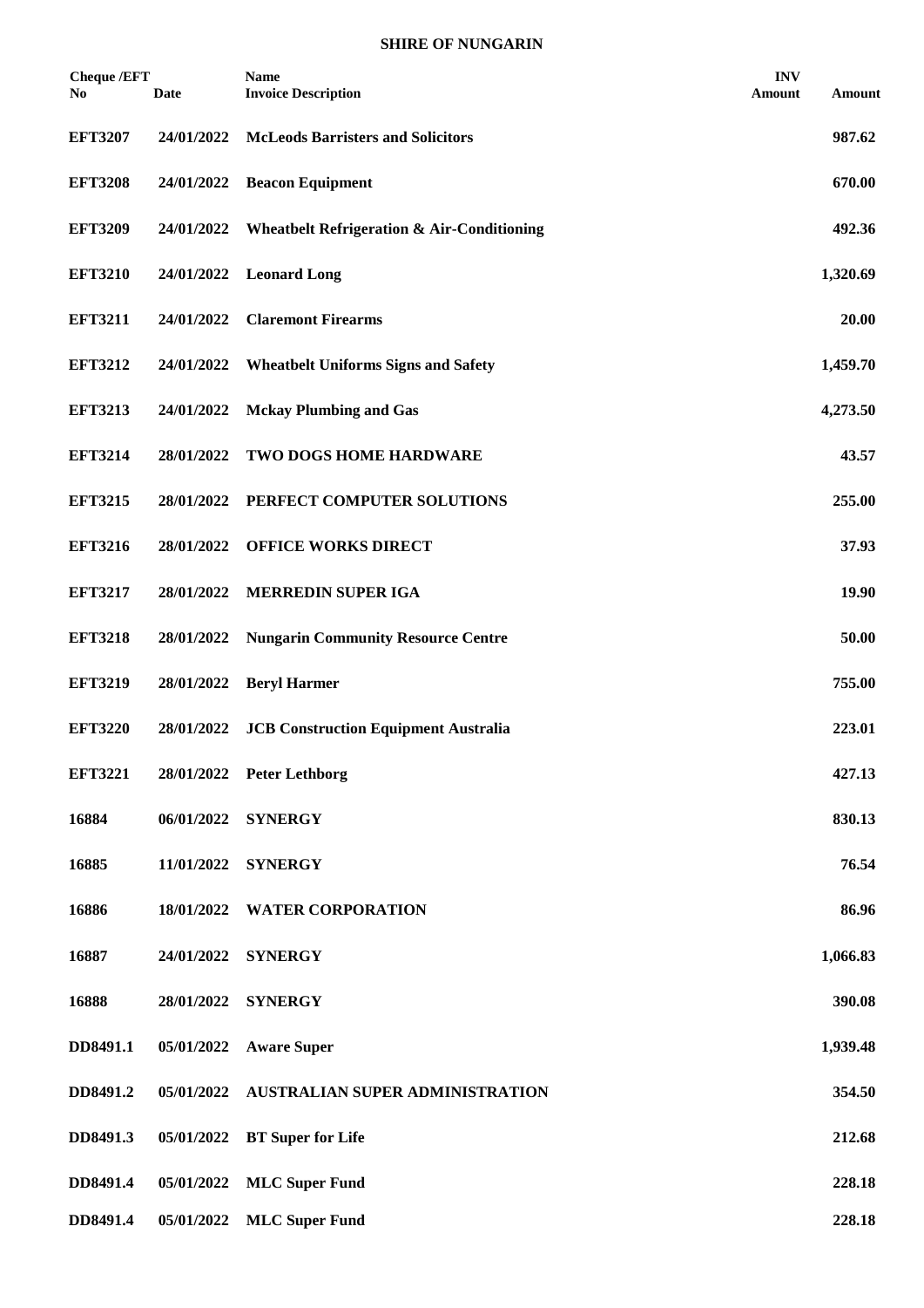**SHIRE OF NUNGARIN**

| Cheque /EFT No | Date | Name Invoice Description | INV Amount | Amount |
|---|---|---|---|---|
| EFT3207 | 24/01/2022 | McLeods Barristers and Solicitors | | 987.62 |
| EFT3208 | 24/01/2022 | Beacon Equipment | | 670.00 |
| EFT3209 | 24/01/2022 | Wheatbelt Refrigeration & Air-Conditioning | | 492.36 |
| EFT3210 | 24/01/2022 | Leonard Long | | 1,320.69 |
| EFT3211 | 24/01/2022 | Claremont Firearms | | 20.00 |
| EFT3212 | 24/01/2022 | Wheatbelt Uniforms Signs and Safety | | 1,459.70 |
| EFT3213 | 24/01/2022 | Mckay Plumbing and Gas | | 4,273.50 |
| EFT3214 | 28/01/2022 | TWO DOGS HOME HARDWARE | | 43.57 |
| EFT3215 | 28/01/2022 | PERFECT COMPUTER SOLUTIONS | | 255.00 |
| EFT3216 | 28/01/2022 | OFFICE WORKS DIRECT | | 37.93 |
| EFT3217 | 28/01/2022 | MERREDIN SUPER IGA | | 19.90 |
| EFT3218 | 28/01/2022 | Nungarin Community Resource Centre | | 50.00 |
| EFT3219 | 28/01/2022 | Beryl Harmer | | 755.00 |
| EFT3220 | 28/01/2022 | JCB Construction Equipment Australia | | 223.01 |
| EFT3221 | 28/01/2022 | Peter Lethborg | | 427.13 |
| 16884 | 06/01/2022 | SYNERGY | | 830.13 |
| 16885 | 11/01/2022 | SYNERGY | | 76.54 |
| 16886 | 18/01/2022 | WATER CORPORATION | | 86.96 |
| 16887 | 24/01/2022 | SYNERGY | | 1,066.83 |
| 16888 | 28/01/2022 | SYNERGY | | 390.08 |
| DD8491.1 | 05/01/2022 | Aware Super | | 1,939.48 |
| DD8491.2 | 05/01/2022 | AUSTRALIAN SUPER ADMINISTRATION | | 354.50 |
| DD8491.3 | 05/01/2022 | BT Super for Life | | 212.68 |
| DD8491.4 | 05/01/2022 | MLC Super Fund | | 228.18 |
| DD8491.4 | 05/01/2022 | MLC Super Fund | | 228.18 |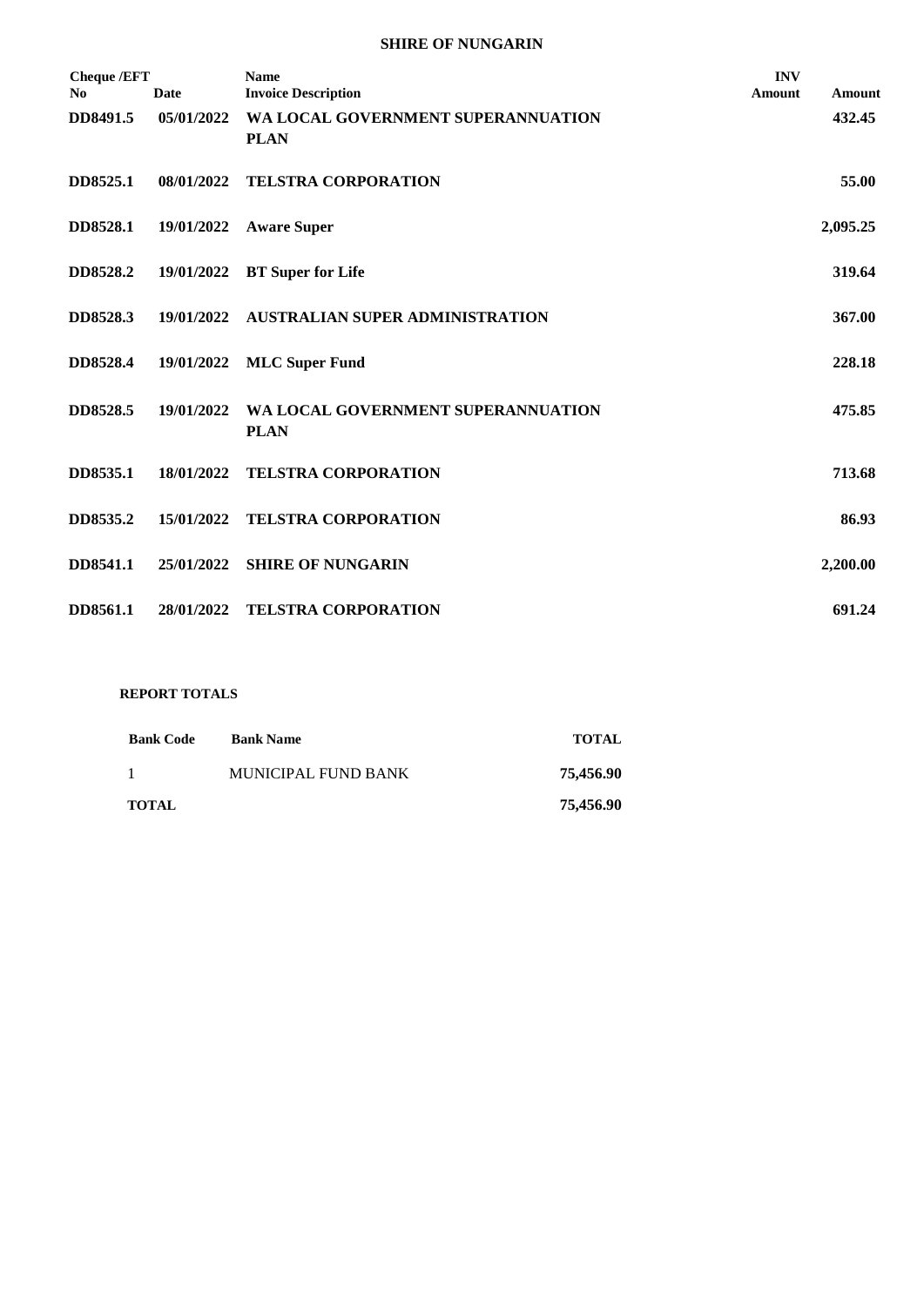**SHIRE OF NUNGARIN**

| Cheque /EFT No | Date | Name Invoice Description | INV Amount | Amount |
|---|---|---|---|---|
| DD8491.5 | 05/01/2022 | WA LOCAL GOVERNMENT SUPERANNUATION PLAN | | 432.45 |
| DD8525.1 | 08/01/2022 | TELSTRA CORPORATION | | 55.00 |
| DD8528.1 | 19/01/2022 | Aware Super | | 2,095.25 |
| DD8528.2 | 19/01/2022 | BT Super for Life | | 319.64 |
| DD8528.3 | 19/01/2022 | AUSTRALIAN SUPER ADMINISTRATION | | 367.00 |
| DD8528.4 | 19/01/2022 | MLC Super Fund | | 228.18 |
| DD8528.5 | 19/01/2022 | WA LOCAL GOVERNMENT SUPERANNUATION PLAN | | 475.85 |
| DD8535.1 | 18/01/2022 | TELSTRA CORPORATION | | 713.68 |
| DD8535.2 | 15/01/2022 | TELSTRA CORPORATION | | 86.93 |
| DD8541.1 | 25/01/2022 | SHIRE OF NUNGARIN | | 2,200.00 |
| DD8561.1 | 28/01/2022 | TELSTRA CORPORATION | | 691.24 |

**REPORT TOTALS**

| Bank Code | Bank Name | TOTAL |
|---|---|---|
| 1 | MUNICIPAL FUND BANK | 75,456.90 |
| **TOTAL** | | **75,456.90** |